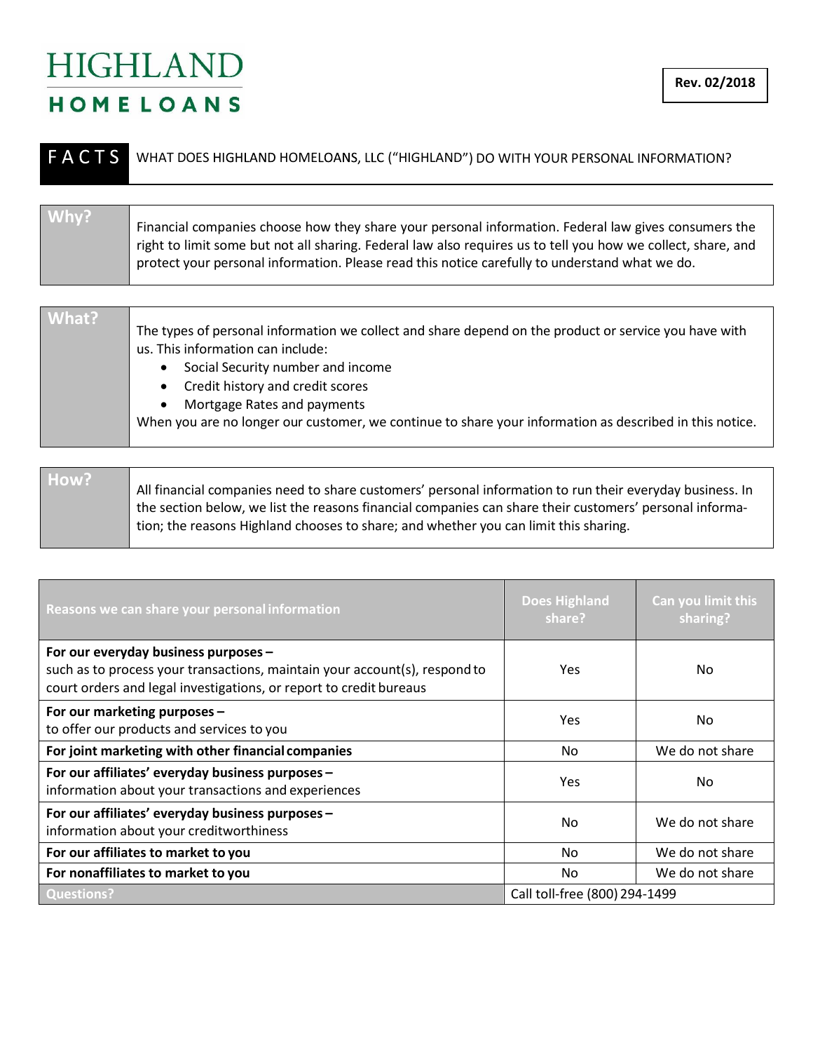# HIGHLAND HOMELOANS

**Rev. 02/2018**

## FACTS — WHAT DOES HIGHLAND HOMELOANS, LLC ("HIGHLAND") DO WITH YOUR PERSONAL INFORMATION?

| | |
|---|---|
| **Why?** | Financial companies choose how they share your personal information. Federal law gives consumers the right to limit some but not all sharing. Federal law also requires us to tell you how we collect, share, and protect your personal information. Please read this notice carefully to understand what we do. |
| **What?** | The types of personal information we collect and share depend on the product or service you have with us. This information can include: <br>• Social Security number and income <br>• Credit history and credit scores <br>• Mortgage Rates and payments <br>When you are no longer our customer, we continue to share your information as described in this notice. |
| **How?** | All financial companies need to share customers' personal information to run their everyday business. In the section below, we list the reasons financial companies can share their customers' personal information; the reasons Highland chooses to share; and whether you can limit this sharing. |

| Reasons we can share your personal information | Does Highland share? | Can you limit this sharing? |
|---|---|---|
| **For our everyday business purposes –** such as to process your transactions, maintain your account(s), respond to court orders and legal investigations, or report to credit bureaus | Yes | No |
| **For our marketing purposes –** to offer our products and services to you | Yes | No |
| **For joint marketing with other financial companies** | No | We do not share |
| **For our affiliates' everyday business purposes –** information about your transactions and experiences | Yes | No |
| **For our affiliates' everyday business purposes –** information about your creditworthiness | No | We do not share |
| **For our affiliates to market to you** | No | We do not share |
| **For nonaffiliates to market to you** | No | We do not share |
| **Questions?** | Call toll-free (800) 294-1499 | |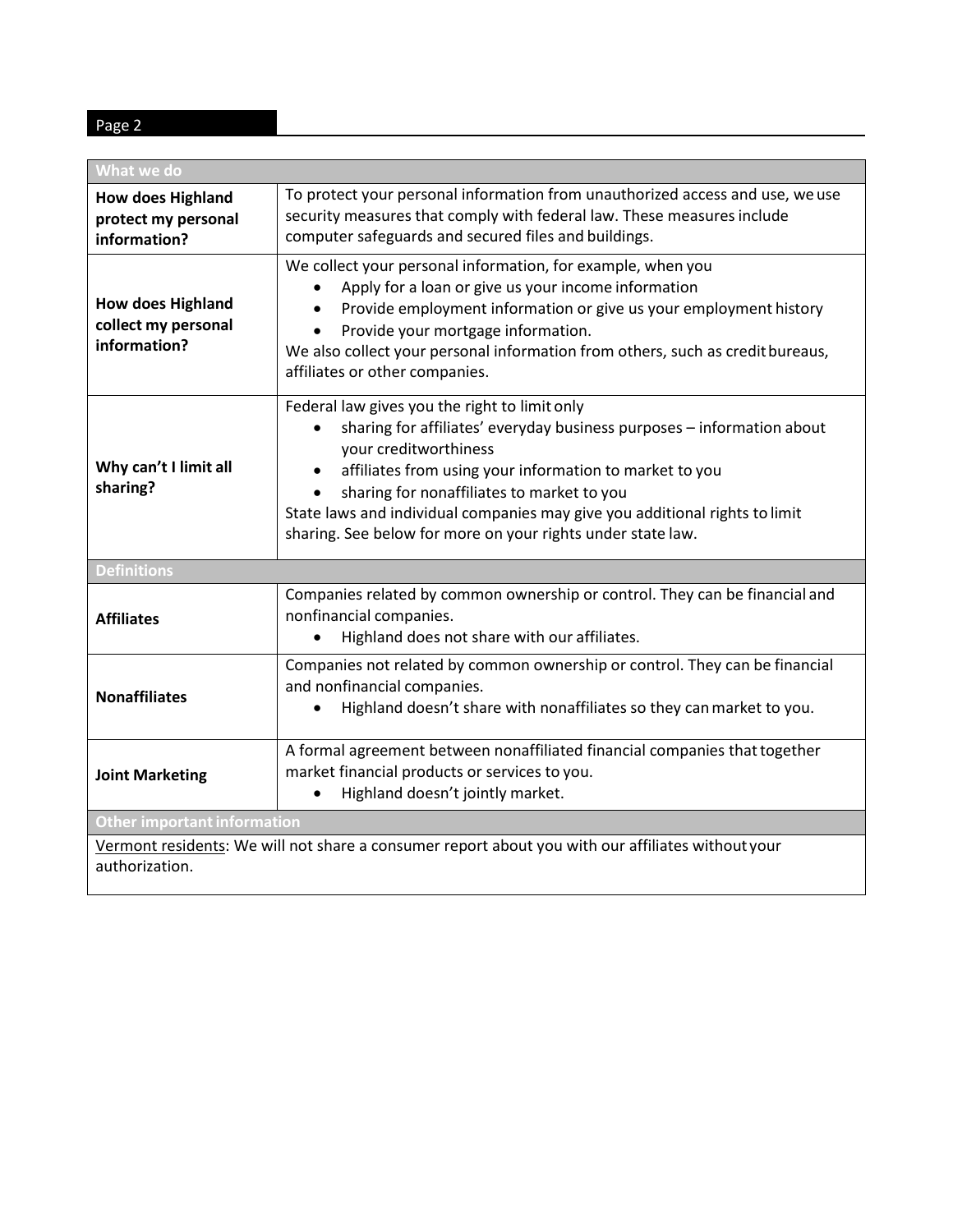| What we do | |
|---|---|
| **How does Highland protect my personal information?** | To protect your personal information from unauthorized access and use, we use security measures that comply with federal law. These measures include computer safeguards and secured files and buildings. |
| **How does Highland collect my personal information?** | We collect your personal information, for example, when you<br>• Apply for a loan or give us your income information<br>• Provide employment information or give us your employment history<br>• Provide your mortgage information.<br>We also collect your personal information from others, such as credit bureaus, affiliates or other companies. |
| **Why can't I limit all sharing?** | Federal law gives you the right to limit only<br>• sharing for affiliates' everyday business purposes – information about your creditworthiness<br>• affiliates from using your information to market to you<br>• sharing for nonaffiliates to market to you<br>State laws and individual companies may give you additional rights to limit sharing. See below for more on your rights under state law. |
| **Definitions** | |
| **Affiliates** | Companies related by common ownership or control. They can be financial and nonfinancial companies.<br>• Highland does not share with our affiliates. |
| **Nonaffiliates** | Companies not related by common ownership or control. They can be financial and nonfinancial companies.<br>• Highland doesn't share with nonaffiliates so they can market to you. |
| **Joint Marketing** | A formal agreement between nonaffiliated financial companies that together market financial products or services to you.<br>• Highland doesn't jointly market. |
| **Other important information** | |
| Vermont residents: We will not share a consumer report about you with our affiliates without your authorization. | |